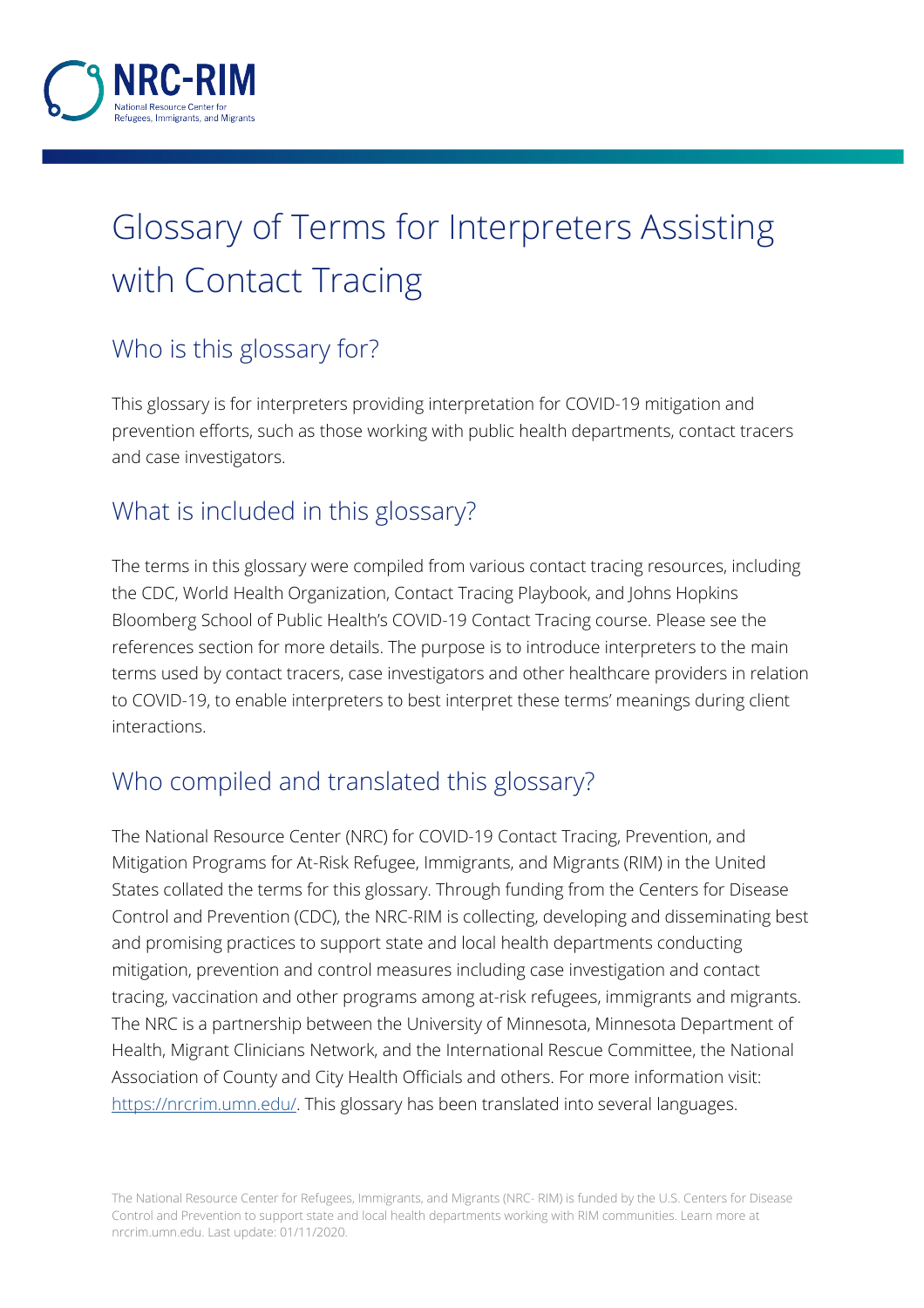NRC-RIM

National Resource Center for Refugees, Immigrants, and Migrants

# Glossary of Terms for Interpreters Assisting with Contact Tracing

## Who is this glossary for?

This glossary is for interpreters providing interpretation for COVID-19 mitigation and prevention efforts, such as those working with public health departments, contact tracers and case investigators.

## What is included in this glossary?

The terms in this glossary were compiled from various contact tracing resources, including the CDC, World Health Organization, Contact Tracing Playbook, and Johns Hopkins Bloomberg School of Public Health's COVID-19 Contact Tracing course. Please see the references section for more details. The purpose is to introduce interpreters to the main terms used by contact tracers, case investigators and other healthcare providers in relation to COVID-19, to enable interpreters to best interpret these terms' meanings during client interactions.

## Who compiled and translated this glossary?

The National Resource Center (NRC) for COVID-19 Contact Tracing, Prevention, and Mitigation Programs for At-Risk Refugee, Immigrants, and Migrants (RIM) in the United States collated the terms for this glossary. Through funding from the Centers for Disease Control and Prevention (CDC), the NRC-RIM is collecting, developing and disseminating best and promising practices to support state and local health departments conducting mitigation, prevention and control measures including case investigation and contact tracing, vaccination and other programs among at-risk refugees, immigrants and migrants. The NRC is a partnership between the University of Minnesota, Minnesota Department of Health, Migrant Clinicians Network, and the International Rescue Committee, the National Association of County and City Health Officials and others. For more information visit: [https://nrcrim.umn.edu/](https://nrcrim.umn.edu/). This glossary has been translated into several languages.

The National Resource Center for Refugees, Immigrants, and Migrants (NRC- RIM) is funded by the U.S. Centers for Disease Control and Prevention to support state and local health departments working with RIM communities. Learn more at nrcrim.umn.edu. Last update: 01/11/2020.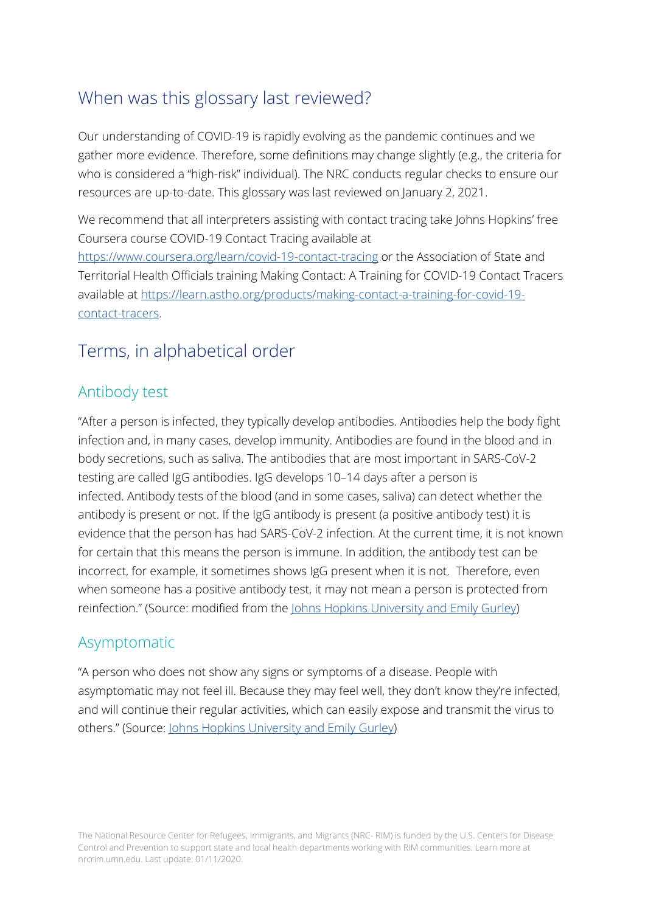## When was this glossary last reviewed?

Our understanding of COVID-19 is rapidly evolving as the pandemic continues and we gather more evidence. Therefore, some definitions may change slightly (e.g., the criteria for who is considered a "high-risk" individual). The NRC conducts regular checks to ensure our resources are up-to-date. This glossary was last reviewed on January 2, 2021.

We recommend that all interpreters assisting with contact tracing take Johns Hopkins' free Coursera course COVID-19 Contact Tracing available at https://www.coursera.org/learn/covid-19-contact-tracing or the Association of State and Territorial Health Officials training Making Contact: A Training for COVID-19 Contact Tracers available at https://learn.astho.org/products/making-contact-a-training-for-covid-19-contact-tracers.

## Terms, in alphabetical order

### Antibody test

"After a person is infected, they typically develop antibodies. Antibodies help the body fight infection and, in many cases, develop immunity. Antibodies are found in the blood and in body secretions, such as saliva. The antibodies that are most important in SARS-CoV-2 testing are called IgG antibodies. IgG develops 10–14 days after a person is infected. Antibody tests of the blood (and in some cases, saliva) can detect whether the antibody is present or not. If the IgG antibody is present (a positive antibody test) it is evidence that the person has had SARS-CoV-2 infection. At the current time, it is not known for certain that this means the person is immune. In addition, the antibody test can be incorrect, for example, it sometimes shows IgG present when it is not. Therefore, even when someone has a positive antibody test, it may not mean a person is protected from reinfection." (Source: modified from the Johns Hopkins University and Emily Gurley)

### Asymptomatic

"A person who does not show any signs or symptoms of a disease. People with asymptomatic may not feel ill. Because they may feel well, they don't know they're infected, and will continue their regular activities, which can easily expose and transmit the virus to others." (Source: Johns Hopkins University and Emily Gurley)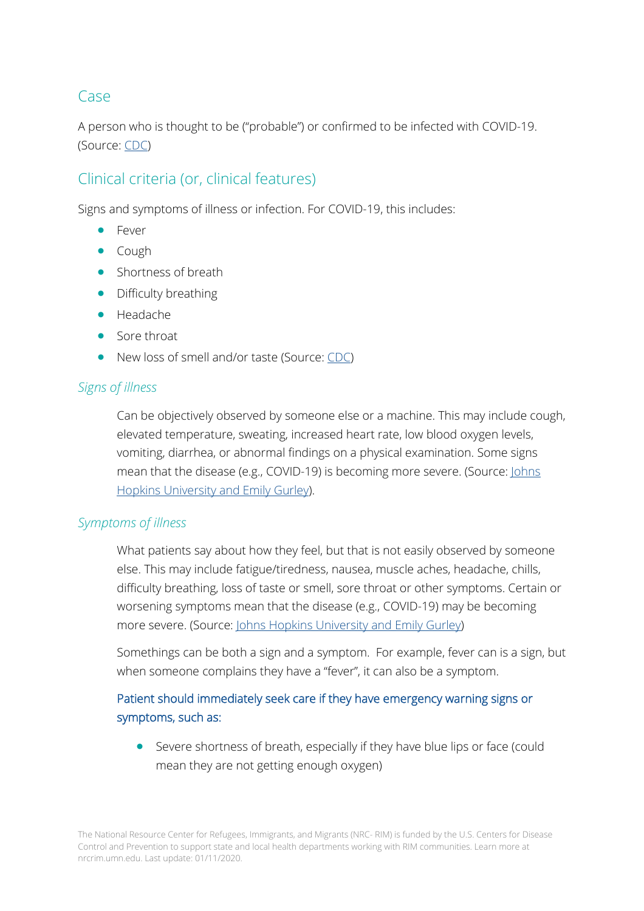## Case

A person who is thought to be ("probable") or confirmed to be infected with COVID-19. (Source: [CDC])

## Clinical criteria (or, clinical features)

Signs and symptoms of illness or infection. For COVID-19, this includes:

- Fever
- Cough
- Shortness of breath
- Difficulty breathing
- Headache
- Sore throat
- New loss of smell and/or taste (Source: [CDC])

### *Signs of illness*

Can be objectively observed by someone else or a machine. This may include cough, elevated temperature, sweating, increased heart rate, low blood oxygen levels, vomiting, diarrhea, or abnormal findings on a physical examination. Some signs mean that the disease (e.g., COVID-19) is becoming more severe. (Source: [Johns Hopkins University and Emily Gurley]).

### *Symptoms of illness*

What patients say about how they feel, but that is not easily observed by someone else. This may include fatigue/tiredness, nausea, muscle aches, headache, chills, difficulty breathing, loss of taste or smell, sore throat or other symptoms. Certain or worsening symptoms mean that the disease (e.g., COVID-19) may be becoming more severe. (Source: [Johns Hopkins University and Emily Gurley])

Somethings can be both a sign and a symptom. For example, fever can is a sign, but when someone complains they have a "fever", it can also be a symptom.

Patient should immediately seek care if they have emergency warning signs or symptoms, such as:

- Severe shortness of breath, especially if they have blue lips or face (could mean they are not getting enough oxygen)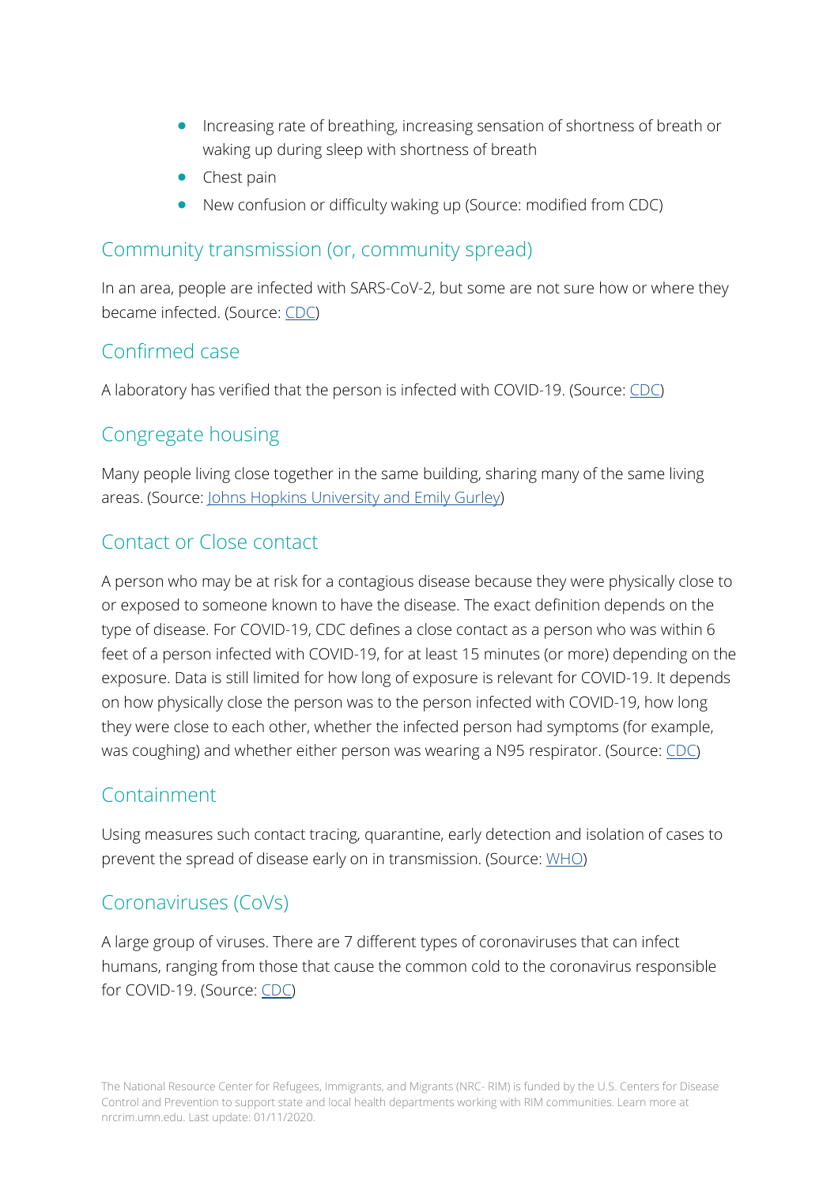- Increasing rate of breathing, increasing sensation of shortness of breath or waking up during sleep with shortness of breath
- Chest pain
- New confusion or difficulty waking up (Source: modified from CDC)

## Community transmission (or, community spread)

In an area, people are infected with SARS-CoV-2, but some are not sure how or where they became infected. (Source: CDC)

## Confirmed case

A laboratory has verified that the person is infected with COVID-19. (Source: CDC)

## Congregate housing

Many people living close together in the same building, sharing many of the same living areas. (Source: Johns Hopkins University and Emily Gurley)

## Contact or Close contact

A person who may be at risk for a contagious disease because they were physically close to or exposed to someone known to have the disease. The exact definition depends on the type of disease. For COVID-19, CDC defines a close contact as a person who was within 6 feet of a person infected with COVID-19, for at least 15 minutes (or more) depending on the exposure. Data is still limited for how long of exposure is relevant for COVID-19. It depends on how physically close the person was to the person infected with COVID-19, how long they were close to each other, whether the infected person had symptoms (for example, was coughing) and whether either person was wearing a N95 respirator. (Source: CDC)

## Containment

Using measures such contact tracing, quarantine, early detection and isolation of cases to prevent the spread of disease early on in transmission. (Source: WHO)

## Coronaviruses (CoVs)

A large group of viruses. There are 7 different types of coronaviruses that can infect humans, ranging from those that cause the common cold to the coronavirus responsible for COVID-19. (Source: CDC)

The National Resource Center for Refugees, Immigrants, and Migrants (NRC- RIM) is funded by the U.S. Centers for Disease Control and Prevention to support state and local health departments working with RIM communities. Learn more at nrcrim.umn.edu. Last update: 01/11/2020.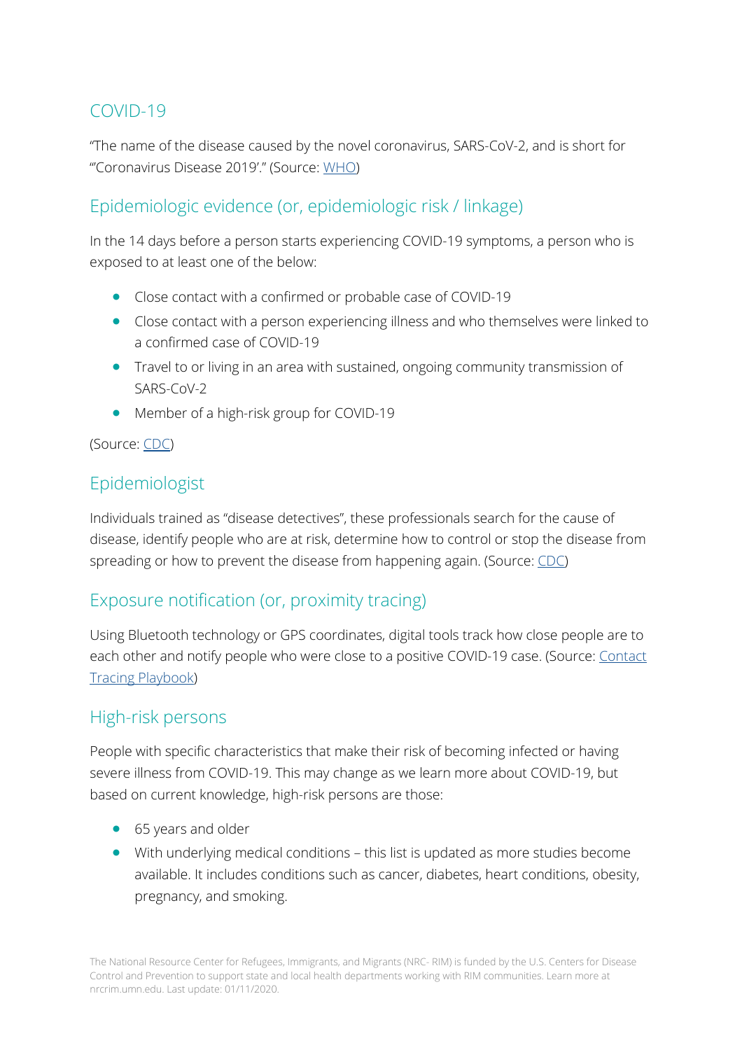## COVID-19

"The name of the disease caused by the novel coronavirus, SARS-CoV-2, and is short for "'Coronavirus Disease 2019'." (Source: [WHO](WHO))

## Epidemiologic evidence (or, epidemiologic risk / linkage)

In the 14 days before a person starts experiencing COVID-19 symptoms, a person who is exposed to at least one of the below:

- Close contact with a confirmed or probable case of COVID-19
- Close contact with a person experiencing illness and who themselves were linked to a confirmed case of COVID-19
- Travel to or living in an area with sustained, ongoing community transmission of SARS-CoV-2
- Member of a high-risk group for COVID-19

(Source: [CDC](CDC))

## Epidemiologist

Individuals trained as "disease detectives", these professionals search for the cause of disease, identify people who are at risk, determine how to control or stop the disease from spreading or how to prevent the disease from happening again. (Source: [CDC](CDC))

## Exposure notification (or, proximity tracing)

Using Bluetooth technology or GPS coordinates, digital tools track how close people are to each other and notify people who were close to a positive COVID-19 case. (Source: [Contact Tracing Playbook](Contact Tracing Playbook))

## High-risk persons

People with specific characteristics that make their risk of becoming infected or having severe illness from COVID-19. This may change as we learn more about COVID-19, but based on current knowledge, high-risk persons are those:

- 65 years and older
- With underlying medical conditions – this list is updated as more studies become available. It includes conditions such as cancer, diabetes, heart conditions, obesity, pregnancy, and smoking.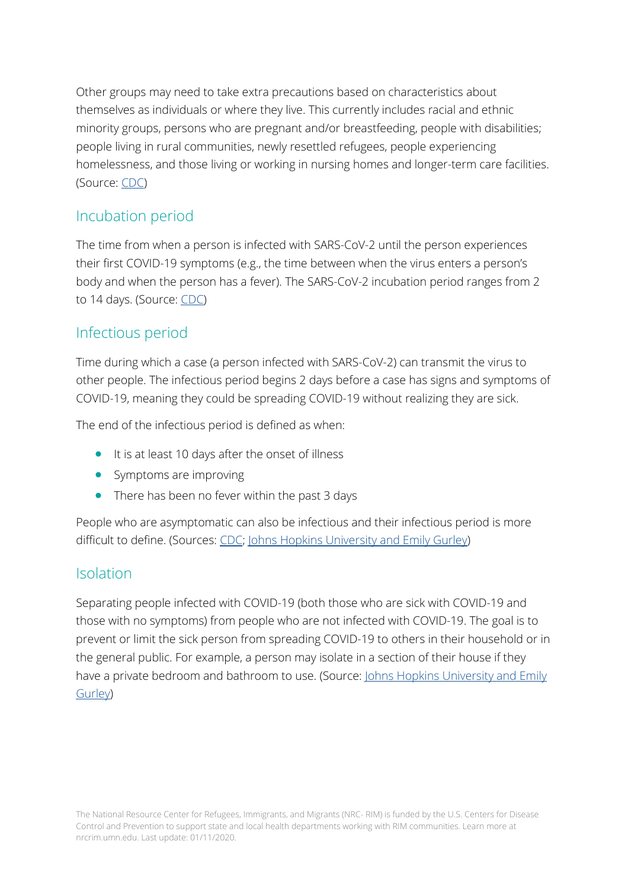Other groups may need to take extra precautions based on characteristics about themselves as individuals or where they live. This currently includes racial and ethnic minority groups, persons who are pregnant and/or breastfeeding, people with disabilities; people living in rural communities, newly resettled refugees, people experiencing homelessness, and those living or working in nursing homes and longer-term care facilities. (Source: CDC)

## Incubation period

The time from when a person is infected with SARS-CoV-2 until the person experiences their first COVID-19 symptoms (e.g., the time between when the virus enters a person's body and when the person has a fever). The SARS-CoV-2 incubation period ranges from 2 to 14 days. (Source: CDC)

## Infectious period

Time during which a case (a person infected with SARS-CoV-2) can transmit the virus to other people. The infectious period begins 2 days before a case has signs and symptoms of COVID-19, meaning they could be spreading COVID-19 without realizing they are sick.

The end of the infectious period is defined as when:

- It is at least 10 days after the onset of illness
- Symptoms are improving
- There has been no fever within the past 3 days

People who are asymptomatic can also be infectious and their infectious period is more difficult to define. (Sources: CDC; Johns Hopkins University and Emily Gurley)

## Isolation

Separating people infected with COVID-19 (both those who are sick with COVID-19 and those with no symptoms) from people who are not infected with COVID-19. The goal is to prevent or limit the sick person from spreading COVID-19 to others in their household or in the general public. For example, a person may isolate in a section of their house if they have a private bedroom and bathroom to use. (Source: Johns Hopkins University and Emily Gurley)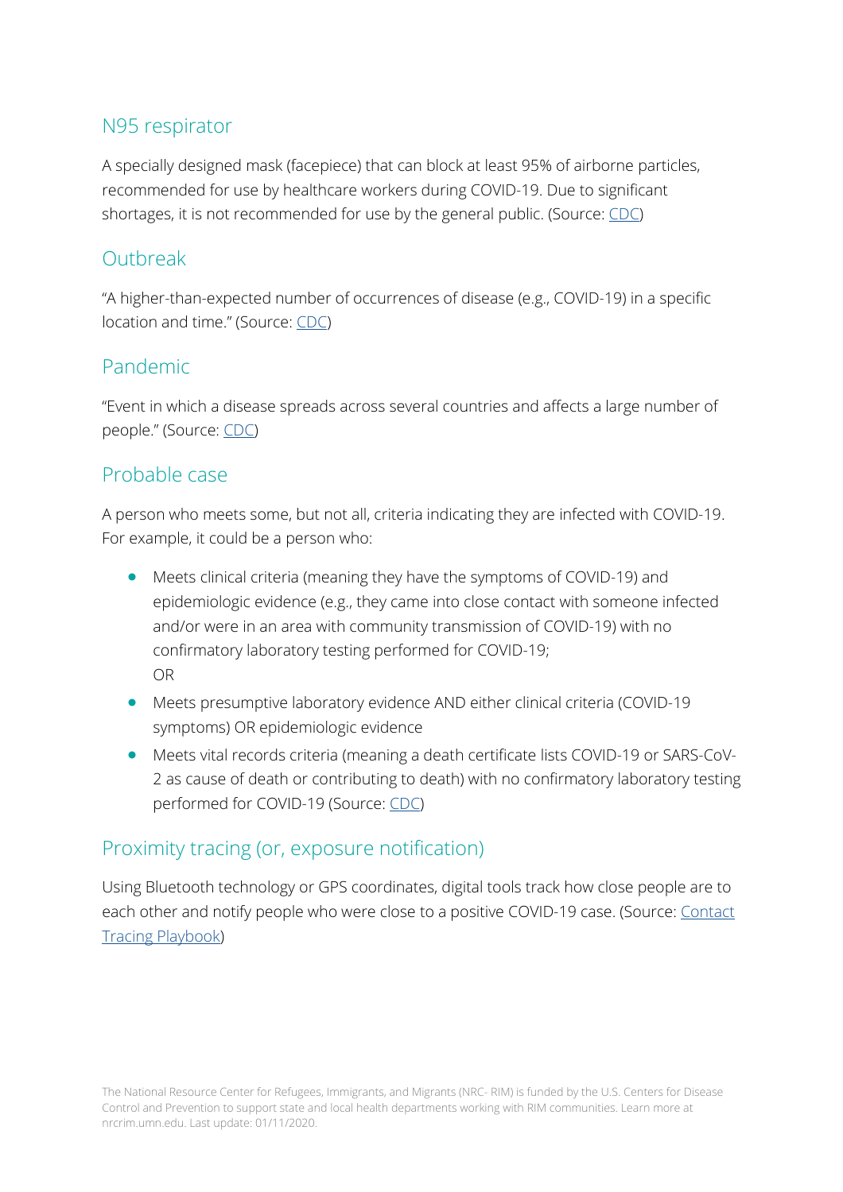## N95 respirator

A specially designed mask (facepiece) that can block at least 95% of airborne particles, recommended for use by healthcare workers during COVID-19. Due to significant shortages, it is not recommended for use by the general public. (Source: CDC)

## Outbreak

"A higher-than-expected number of occurrences of disease (e.g., COVID-19) in a specific location and time." (Source: CDC)

## Pandemic

"Event in which a disease spreads across several countries and affects a large number of people." (Source: CDC)

## Probable case

A person who meets some, but not all, criteria indicating they are infected with COVID-19. For example, it could be a person who:

- Meets clinical criteria (meaning they have the symptoms of COVID-19) and epidemiologic evidence (e.g., they came into close contact with someone infected and/or were in an area with community transmission of COVID-19) with no confirmatory laboratory testing performed for COVID-19;
  OR
- Meets presumptive laboratory evidence AND either clinical criteria (COVID-19 symptoms) OR epidemiologic evidence
- Meets vital records criteria (meaning a death certificate lists COVID-19 or SARS-CoV-2 as cause of death or contributing to death) with no confirmatory laboratory testing performed for COVID-19 (Source: CDC)

## Proximity tracing (or, exposure notification)

Using Bluetooth technology or GPS coordinates, digital tools track how close people are to each other and notify people who were close to a positive COVID-19 case. (Source: Contact Tracing Playbook)

The National Resource Center for Refugees, Immigrants, and Migrants (NRC- RIM) is funded by the U.S. Centers for Disease Control and Prevention to support state and local health departments working with RIM communities. Learn more at nrcrim.umn.edu. Last update: 01/11/2020.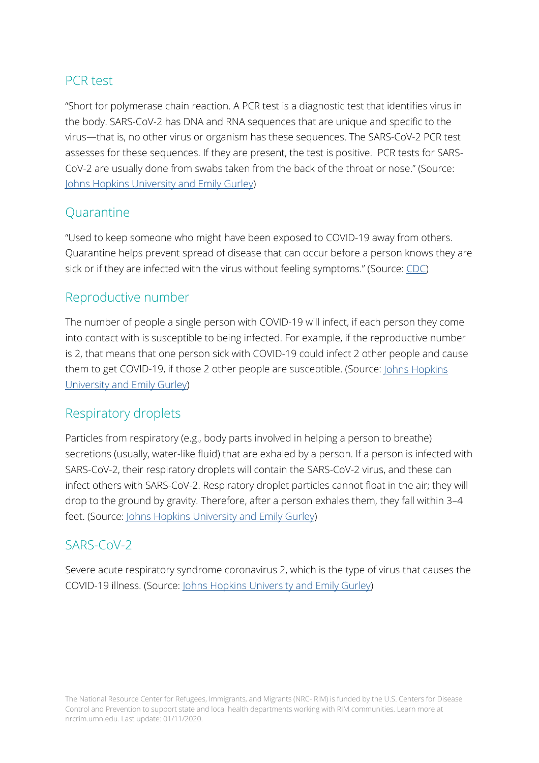## PCR test

"Short for polymerase chain reaction. A PCR test is a diagnostic test that identifies virus in the body. SARS-CoV-2 has DNA and RNA sequences that are unique and specific to the virus—that is, no other virus or organism has these sequences. The SARS-CoV-2 PCR test assesses for these sequences. If they are present, the test is positive. PCR tests for SARS-CoV-2 are usually done from swabs taken from the back of the throat or nose." (Source: Johns Hopkins University and Emily Gurley)

## Quarantine

"Used to keep someone who might have been exposed to COVID-19 away from others. Quarantine helps prevent spread of disease that can occur before a person knows they are sick or if they are infected with the virus without feeling symptoms." (Source: CDC)

## Reproductive number

The number of people a single person with COVID-19 will infect, if each person they come into contact with is susceptible to being infected. For example, if the reproductive number is 2, that means that one person sick with COVID-19 could infect 2 other people and cause them to get COVID-19, if those 2 other people are susceptible. (Source: Johns Hopkins University and Emily Gurley)

## Respiratory droplets

Particles from respiratory (e.g., body parts involved in helping a person to breathe) secretions (usually, water-like fluid) that are exhaled by a person. If a person is infected with SARS-CoV-2, their respiratory droplets will contain the SARS-CoV-2 virus, and these can infect others with SARS-CoV-2. Respiratory droplet particles cannot float in the air; they will drop to the ground by gravity. Therefore, after a person exhales them, they fall within 3–4 feet. (Source: Johns Hopkins University and Emily Gurley)

## SARS-CoV-2

Severe acute respiratory syndrome coronavirus 2, which is the type of virus that causes the COVID-19 illness. (Source: Johns Hopkins University and Emily Gurley)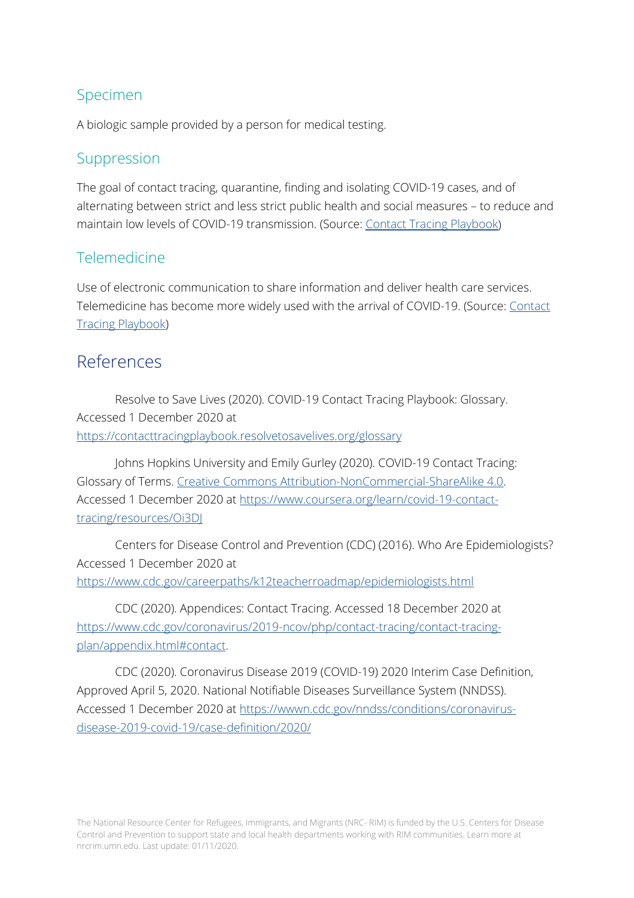### Specimen

A biologic sample provided by a person for medical testing.

### Suppression

The goal of contact tracing, quarantine, finding and isolating COVID-19 cases, and of alternating between strict and less strict public health and social measures – to reduce and maintain low levels of COVID-19 transmission. (Source: [Contact Tracing Playbook](https://contacttracingplaybook.resolvetosavelives.org/glossary))

### Telemedicine

Use of electronic communication to share information and deliver health care services. Telemedicine has become more widely used with the arrival of COVID-19. (Source: [Contact Tracing Playbook](https://contacttracingplaybook.resolvetosavelives.org/glossary))

## References

Resolve to Save Lives (2020). COVID-19 Contact Tracing Playbook: Glossary. Accessed 1 December 2020 at https://contacttracingplaybook.resolvetosavelives.org/glossary

Johns Hopkins University and Emily Gurley (2020). COVID-19 Contact Tracing: Glossary of Terms. Creative Commons Attribution-NonCommercial-ShareAlike 4.0. Accessed 1 December 2020 at https://www.coursera.org/learn/covid-19-contact-tracing/resources/Oi3DJ

Centers for Disease Control and Prevention (CDC) (2016). Who Are Epidemiologists? Accessed 1 December 2020 at https://www.cdc.gov/careerpaths/k12teacherroadmap/epidemiologists.html

CDC (2020). Appendices: Contact Tracing. Accessed 18 December 2020 at https://www.cdc.gov/coronavirus/2019-ncov/php/contact-tracing/contact-tracing-plan/appendix.html#contact.

CDC (2020). Coronavirus Disease 2019 (COVID-19) 2020 Interim Case Definition, Approved April 5, 2020. National Notifiable Diseases Surveillance System (NNDSS). Accessed 1 December 2020 at https://wwwn.cdc.gov/nndss/conditions/coronavirus-disease-2019-covid-19/case-definition/2020/

The National Resource Center for Refugees, Immigrants, and Migrants (NRC- RIM) is funded by the U.S. Centers for Disease Control and Prevention to support state and local health departments working with RIM communities. Learn more at nrcrim.umn.edu. Last update: 01/11/2020.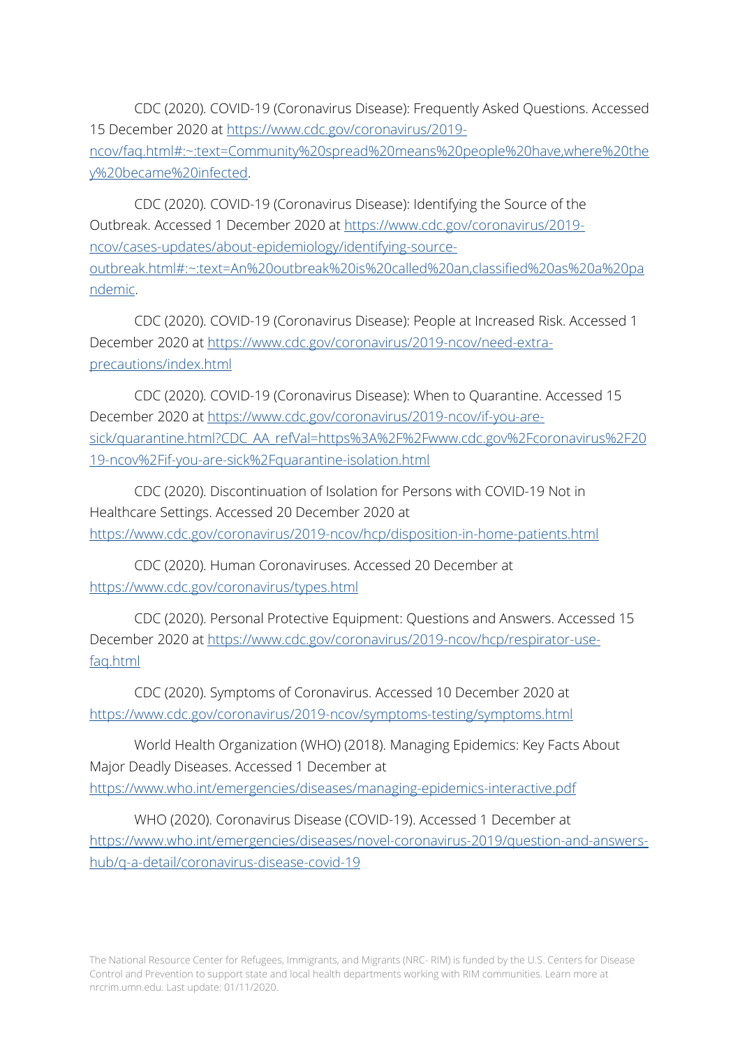CDC (2020). COVID-19 (Coronavirus Disease): Frequently Asked Questions. Accessed 15 December 2020 at https://www.cdc.gov/coronavirus/2019-ncov/faq.html#:~:text=Community%20spread%20means%20people%20have,where%20they%20became%20infected.

CDC (2020). COVID-19 (Coronavirus Disease): Identifying the Source of the Outbreak. Accessed 1 December 2020 at https://www.cdc.gov/coronavirus/2019-ncov/cases-updates/about-epidemiology/identifying-source-outbreak.html#:~:text=An%20outbreak%20is%20called%20an,classified%20as%20a%20pandemic.

CDC (2020). COVID-19 (Coronavirus Disease): People at Increased Risk. Accessed 1 December 2020 at https://www.cdc.gov/coronavirus/2019-ncov/need-extra-precautions/index.html

CDC (2020). COVID-19 (Coronavirus Disease): When to Quarantine. Accessed 15 December 2020 at https://www.cdc.gov/coronavirus/2019-ncov/if-you-are-sick/quarantine.html?CDC_AA_refVal=https%3A%2F%2Fwww.cdc.gov%2Fcoronavirus%2F2019-ncov%2Fif-you-are-sick%2Fquarantine-isolation.html

CDC (2020). Discontinuation of Isolation for Persons with COVID-19 Not in Healthcare Settings. Accessed 20 December 2020 at https://www.cdc.gov/coronavirus/2019-ncov/hcp/disposition-in-home-patients.html

CDC (2020). Human Coronaviruses. Accessed 20 December at https://www.cdc.gov/coronavirus/types.html

CDC (2020). Personal Protective Equipment: Questions and Answers. Accessed 15 December 2020 at https://www.cdc.gov/coronavirus/2019-ncov/hcp/respirator-use-faq.html

CDC (2020). Symptoms of Coronavirus. Accessed 10 December 2020 at https://www.cdc.gov/coronavirus/2019-ncov/symptoms-testing/symptoms.html

World Health Organization (WHO) (2018). Managing Epidemics: Key Facts About Major Deadly Diseases. Accessed 1 December at https://www.who.int/emergencies/diseases/managing-epidemics-interactive.pdf

WHO (2020). Coronavirus Disease (COVID-19). Accessed 1 December at https://www.who.int/emergencies/diseases/novel-coronavirus-2019/question-and-answers-hub/q-a-detail/coronavirus-disease-covid-19

The National Resource Center for Refugees, Immigrants, and Migrants (NRC- RIM) is funded by the U.S. Centers for Disease Control and Prevention to support state and local health departments working with RIM communities. Learn more at nrcrim.umn.edu. Last update: 01/11/2020.